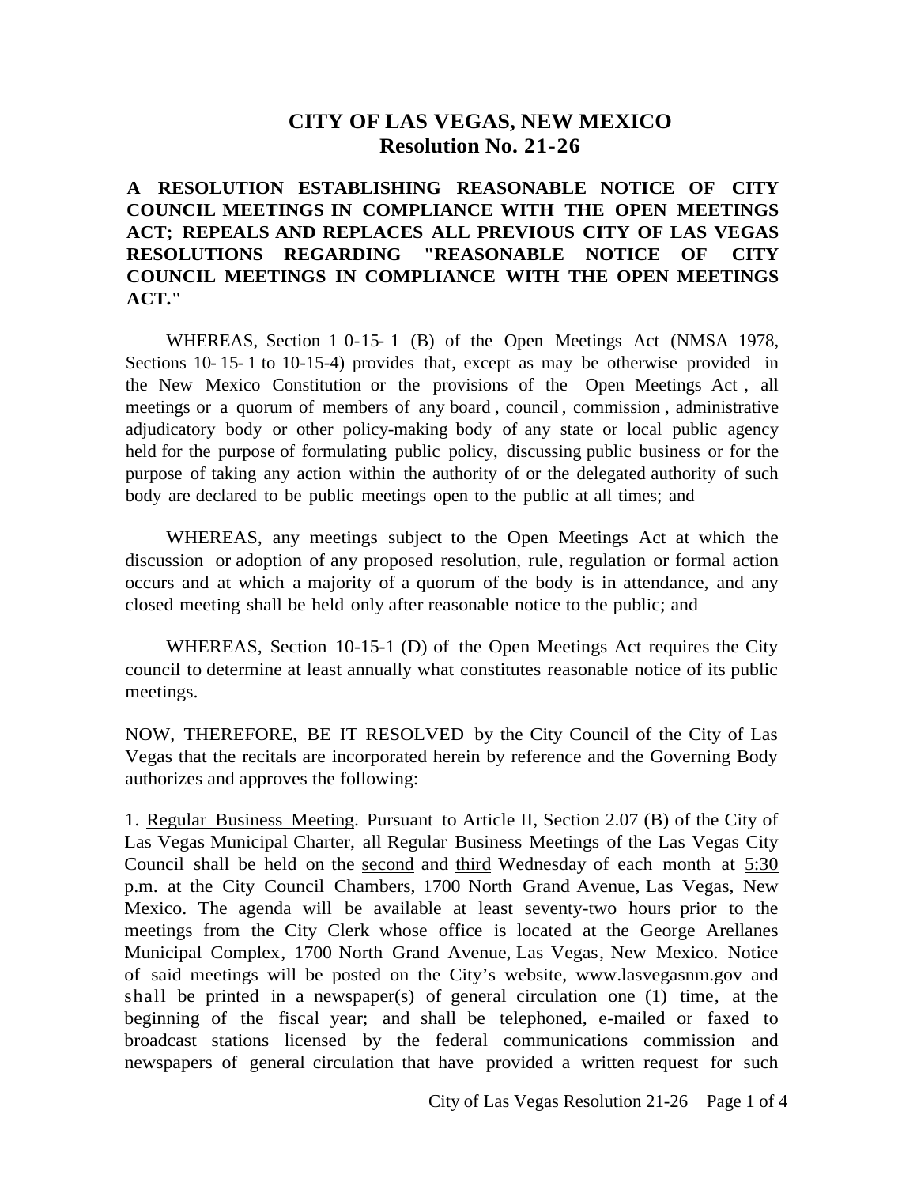# CITY OF LAS VEGAS, NEW MEXICO
## Resolution No. 21-26

**A RESOLUTION ESTABLISHING REASONABLE NOTICE OF CITY COUNCIL MEETINGS IN COMPLIANCE WITH THE OPEN MEETINGS ACT; REPEALS AND REPLACES ALL PREVIOUS CITY OF LAS VEGAS RESOLUTIONS REGARDING "REASONABLE NOTICE OF CITY COUNCIL MEETINGS IN COMPLIANCE WITH THE OPEN MEETINGS ACT."**

WHEREAS, Section 10-15-1 (B) of the Open Meetings Act (NMSA 1978, Sections 10-15-1 to 10-15-4) provides that, except as may be otherwise provided in the New Mexico Constitution or the provisions of the Open Meetings Act, all meetings or a quorum of members of any board, council, commission, administrative adjudicatory body or other policy-making body of any state or local public agency held for the purpose of formulating public policy, discussing public business or for the purpose of taking any action within the authority of or the delegated authority of such body are declared to be public meetings open to the public at all times; and

WHEREAS, any meetings subject to the Open Meetings Act at which the discussion or adoption of any proposed resolution, rule, regulation or formal action occurs and at which a majority of a quorum of the body is in attendance, and any closed meeting shall be held only after reasonable notice to the public; and

WHEREAS, Section 10-15-1 (D) of the Open Meetings Act requires the City council to determine at least annually what constitutes reasonable notice of its public meetings.

NOW, THEREFORE, BE IT RESOLVED by the City Council of the City of Las Vegas that the recitals are incorporated herein by reference and the Governing Body authorizes and approves the following:

1. <u>Regular Business Meeting</u>. Pursuant to Article II, Section 2.07 (B) of the City of Las Vegas Municipal Charter, all Regular Business Meetings of the Las Vegas City Council shall be held on the <u>second</u> and <u>third</u> Wednesday of each month at <u>5:30</u> p.m. at the City Council Chambers, 1700 North Grand Avenue, Las Vegas, New Mexico. The agenda will be available at least seventy-two hours prior to the meetings from the City Clerk whose office is located at the George Arellanes Municipal Complex, 1700 North Grand Avenue, Las Vegas, New Mexico. Notice of said meetings will be posted on the City's website, www.lasvegasnm.gov and shall be printed in a newspaper(s) of general circulation one (1) time, at the beginning of the fiscal year; and shall be telephoned, e-mailed or faxed to broadcast stations licensed by the federal communications commission and newspapers of general circulation that have provided a written request for such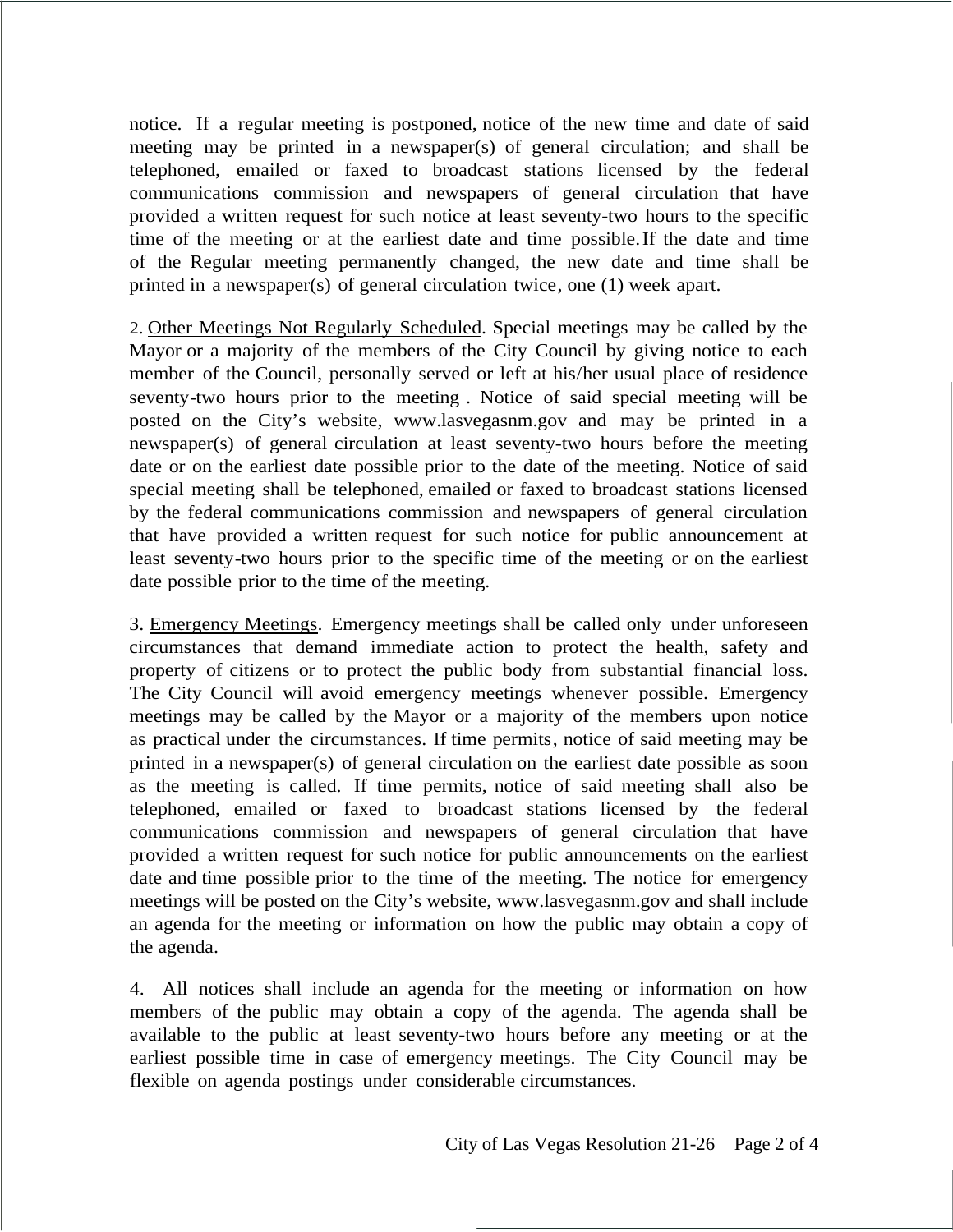notice. If a regular meeting is postponed, notice of the new time and date of said meeting may be printed in a newspaper(s) of general circulation; and shall be telephoned, emailed or faxed to broadcast stations licensed by the federal communications commission and newspapers of general circulation that have provided a written request for such notice at least seventy-two hours to the specific time of the meeting or at the earliest date and time possible. If the date and time of the Regular meeting permanently changed, the new date and time shall be printed in a newspaper(s) of general circulation twice, one (1) week apart.

2. <u>Other Meetings Not Regularly Scheduled</u>. Special meetings may be called by the Mayor or a majority of the members of the City Council by giving notice to each member of the Council, personally served or left at his/her usual place of residence seventy-two hours prior to the meeting . Notice of said special meeting will be posted on the City's website, www.lasvegasnm.gov and may be printed in a newspaper(s) of general circulation at least seventy-two hours before the meeting date or on the earliest date possible prior to the date of the meeting. Notice of said special meeting shall be telephoned, emailed or faxed to broadcast stations licensed by the federal communications commission and newspapers of general circulation that have provided a written request for such notice for public announcement at least seventy-two hours prior to the specific time of the meeting or on the earliest date possible prior to the time of the meeting.

3. <u>Emergency Meetings</u>. Emergency meetings shall be called only under unforeseen circumstances that demand immediate action to protect the health, safety and property of citizens or to protect the public body from substantial financial loss. The City Council will avoid emergency meetings whenever possible. Emergency meetings may be called by the Mayor or a majority of the members upon notice as practical under the circumstances. If time permits, notice of said meeting may be printed in a newspaper(s) of general circulation on the earliest date possible as soon as the meeting is called. If time permits, notice of said meeting shall also be telephoned, emailed or faxed to broadcast stations licensed by the federal communications commission and newspapers of general circulation that have provided a written request for such notice for public announcements on the earliest date and time possible prior to the time of the meeting. The notice for emergency meetings will be posted on the City's website, www.lasvegasnm.gov and shall include an agenda for the meeting or information on how the public may obtain a copy of the agenda.

4. All notices shall include an agenda for the meeting or information on how members of the public may obtain a copy of the agenda. The agenda shall be available to the public at least seventy-two hours before any meeting or at the earliest possible time in case of emergency meetings. The City Council may be flexible on agenda postings under considerable circumstances.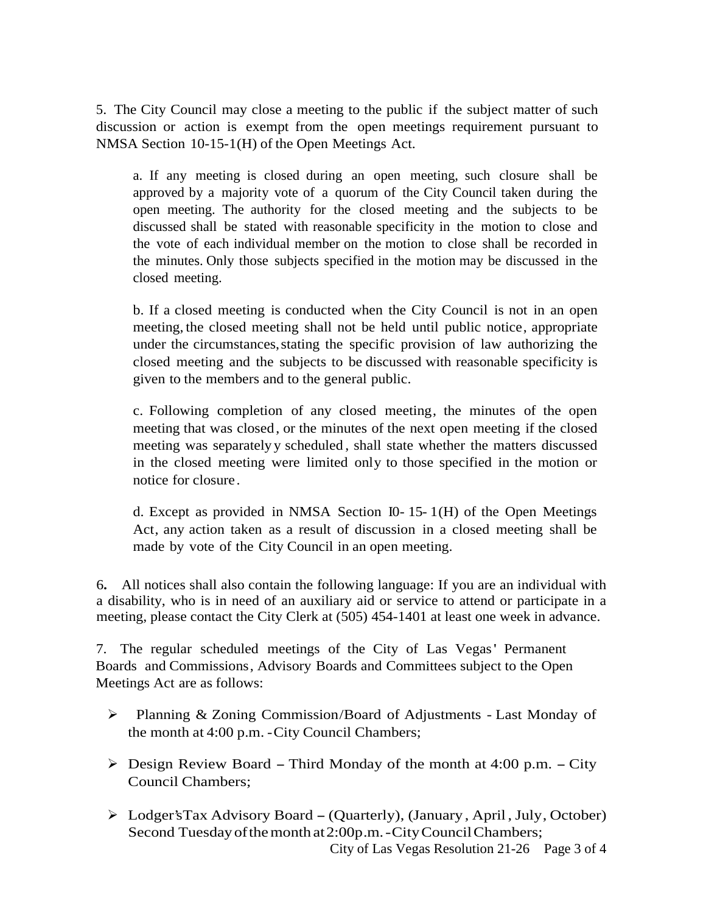5. The City Council may close a meeting to the public if the subject matter of such discussion or action is exempt from the open meetings requirement pursuant to NMSA Section 10-15-1(H) of the Open Meetings Act.

a. If any meeting is closed during an open meeting, such closure shall be approved by a majority vote of a quorum of the City Council taken during the open meeting. The authority for the closed meeting and the subjects to be discussed shall be stated with reasonable specificity in the motion to close and the vote of each individual member on the motion to close shall be recorded in the minutes. Only those subjects specified in the motion may be discussed in the closed meeting.

b. If a closed meeting is conducted when the City Council is not in an open meeting, the closed meeting shall not be held until public notice, appropriate under the circumstances, stating the specific provision of law authorizing the closed meeting and the subjects to be discussed with reasonable specificity is given to the members and to the general public.

c. Following completion of any closed meeting, the minutes of the open meeting that was closed, or the minutes of the next open meeting if the closed meeting was separatelyy scheduled, shall state whether the matters discussed in the closed meeting were limited only to those specified in the motion or notice for closure.

d. Except as provided in NMSA Section I0-15-1(H) of the Open Meetings Act, any action taken as a result of discussion in a closed meeting shall be made by vote of the City Council in an open meeting.

6. All notices shall also contain the following language: If you are an individual with a disability, who is in need of an auxiliary aid or service to attend or participate in a meeting, please contact the City Clerk at (505) 454-1401 at least one week in advance.

7. The regular scheduled meetings of the City of Las Vegas' Permanent Boards and Commissions, Advisory Boards and Committees subject to the Open Meetings Act are as follows:

- Planning & Zoning Commission/Board of Adjustments - Last Monday of the month at 4:00 p.m. - City Council Chambers;
- Design Review Board – Third Monday of the month at 4:00 p.m. – City Council Chambers;
- Lodger's Tax Advisory Board – (Quarterly), (January, April, July, October) Second Tuesday of the month at 2:00 p.m. - City Council Chambers;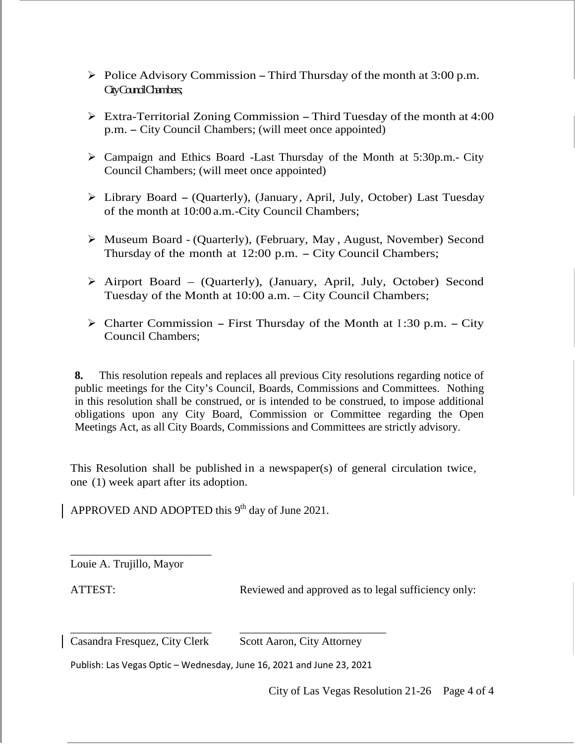- Police Advisory Commission – Third Thursday of the month at 3:00 p.m. City Council Chambers;
- Extra-Territorial Zoning Commission – Third Tuesday of the month at 4:00 p.m. – City Council Chambers; (will meet once appointed)
- Campaign and Ethics Board -Last Thursday of the Month at 5:30p.m.- City Council Chambers; (will meet once appointed)
- Library Board – (Quarterly), (January, April, July, October) Last Tuesday of the month at 10:00 a.m.-City Council Chambers;
- Museum Board - (Quarterly), (February, May, August, November) Second Thursday of the month at 12:00 p.m. – City Council Chambers;
- Airport Board – (Quarterly), (January, April, July, October) Second Tuesday of the Month at 10:00 a.m. – City Council Chambers;
- Charter Commission – First Thursday of the Month at I:30 p.m. – City Council Chambers;

**8.** This resolution repeals and replaces all previous City resolutions regarding notice of public meetings for the City's Council, Boards, Commissions and Committees. Nothing in this resolution shall be construed, or is intended to be construed, to impose additional obligations upon any City Board, Commission or Committee regarding the Open Meetings Act, as all City Boards, Commissions and Committees are strictly advisory.

This Resolution shall be published in a newspaper(s) of general circulation twice, one (1) week apart after its adoption.

APPROVED AND ADOPTED this 9th day of June 2021.

\_\_\_\_\_\_\_\_\_\_\_\_\_\_\_\_\_\_\_\_\_\_\_\_

Louie A. Trujillo, Mayor

ATTEST: Reviewed and approved as to legal sufficiency only:

\_\_\_\_\_\_\_\_\_\_\_\_\_\_\_\_\_\_\_\_\_\_\_\_ \_\_\_\_\_\_\_\_\_\_\_\_\_\_\_\_\_\_\_\_\_\_\_\_

Casandra Fresquez, City Clerk Scott Aaron, City Attorney

Publish: Las Vegas Optic – Wednesday, June 16, 2021 and June 23, 2021